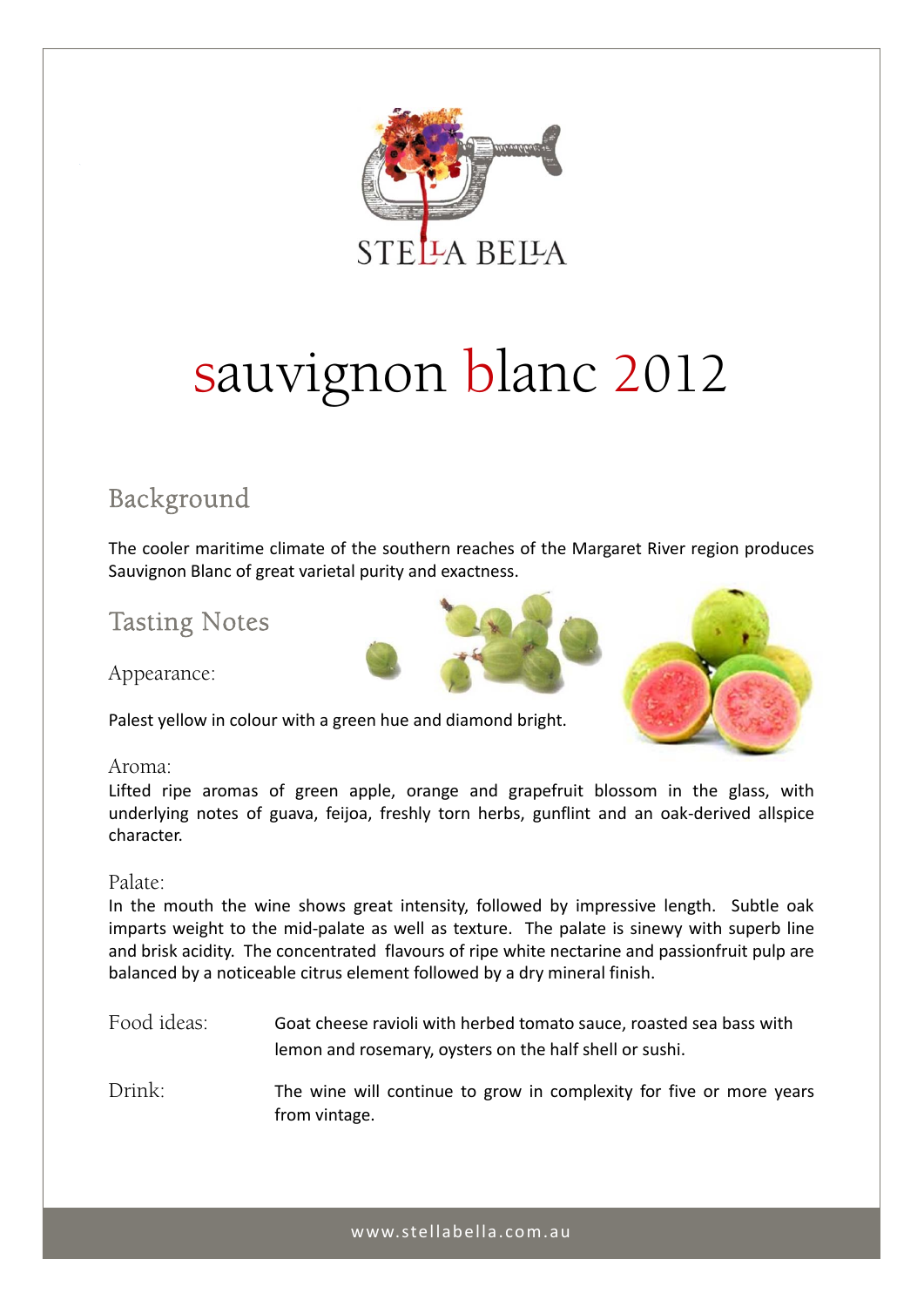STELLA BELLA

# sauvignon blanc 2012

## Background

The cooler maritime climate of the southern reaches of the Margaret River region produces Sauvignon Blanc of great varietal purity and exactness.

## Tasting Notes

### Appearance:

Palest yellow in colour with a green hue and diamond bright.

### Aroma:

Lifted ripe aromas of green apple, orange and grapefruit blossom in the glass, with underlying notes of guava, feijoa, freshly torn herbs, gunflint and an oak-derived allspice character.

### Palate:

In the mouth the wine shows great intensity, followed by impressive length. Subtle oak imparts weight to the mid-palate as well as texture. The palate is sinewy with superb line and brisk acidity. The concentrated flavours of ripe white nectarine and passionfruit pulp are balanced by a noticeable citrus element followed by a dry mineral finish.

**Food ideas:** Goat cheese ravioli with herbed tomato sauce, roasted sea bass with lemon and rosemary, oysters on the half shell or sushi.

**Drink:** The wine will continue to grow in complexity for five or more years from vintage.

www.stellabella.com.au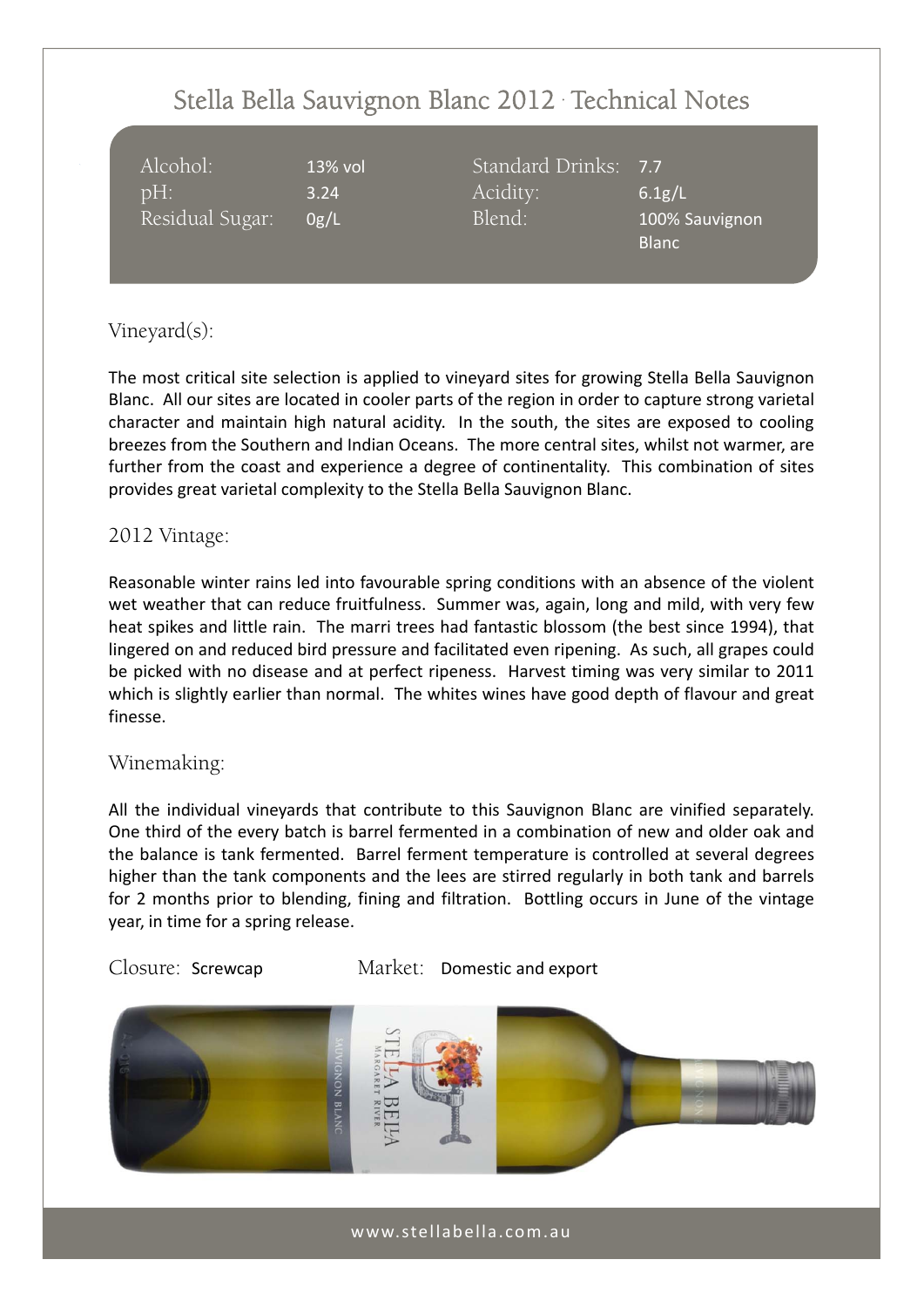# Stella Bella Sauvignon Blanc 2012 · Technical Notes

| | | | |
|---|---|---|---|
| Alcohol: | 13% vol | Standard Drinks: | 7.7 |
| pH: | 3.24 | Acidity: | 6.1g/L |
| Residual Sugar: | 0g/L | Blend: | 100% Sauvignon Blanc |

## Vineyard(s):

The most critical site selection is applied to vineyard sites for growing Stella Bella Sauvignon Blanc. All our sites are located in cooler parts of the region in order to capture strong varietal character and maintain high natural acidity. In the south, the sites are exposed to cooling breezes from the Southern and Indian Oceans. The more central sites, whilst not warmer, are further from the coast and experience a degree of continentality. This combination of sites provides great varietal complexity to the Stella Bella Sauvignon Blanc.

## 2012 Vintage:

Reasonable winter rains led into favourable spring conditions with an absence of the violent wet weather that can reduce fruitfulness. Summer was, again, long and mild, with very few heat spikes and little rain. The marri trees had fantastic blossom (the best since 1994), that lingered on and reduced bird pressure and facilitated even ripening. As such, all grapes could be picked with no disease and at perfect ripeness. Harvest timing was very similar to 2011 which is slightly earlier than normal. The whites wines have good depth of flavour and great finesse.

## Winemaking:

All the individual vineyards that contribute to this Sauvignon Blanc are vinified separately. One third of the every batch is barrel fermented in a combination of new and older oak and the balance is tank fermented. Barrel ferment temperature is controlled at several degrees higher than the tank components and the lees are stirred regularly in both tank and barrels for 2 months prior to blending, fining and filtration. Bottling occurs in June of the vintage year, in time for a spring release.

Closure: Screwcap

Market: Domestic and export

www.stellabella.com.au